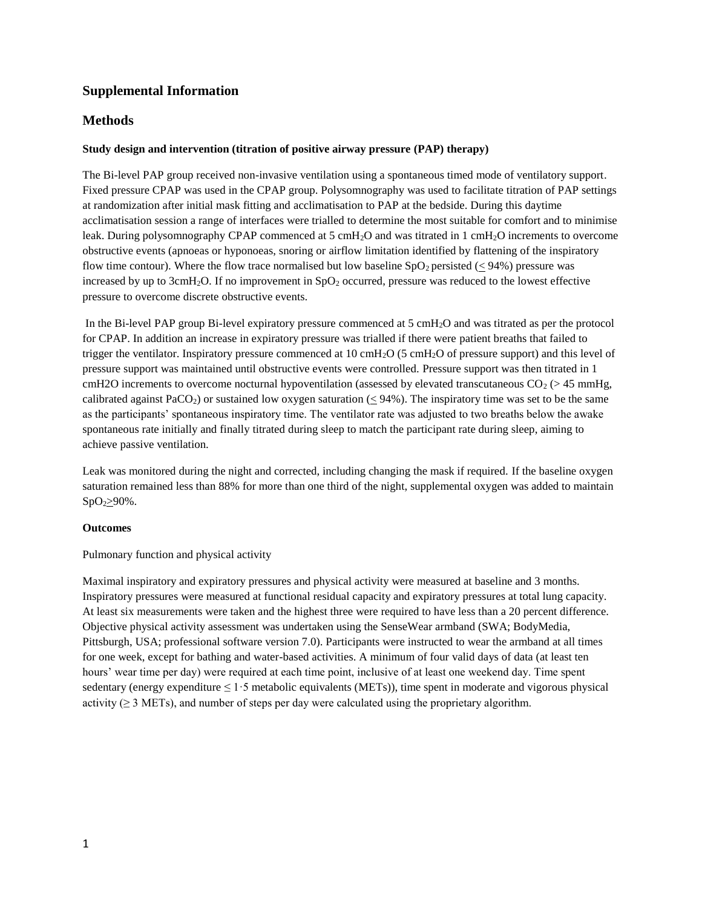# Supplemental Information

## Methods

**Study design and intervention (titration of positive airway pressure (PAP) therapy)**

The Bi-level PAP group received non-invasive ventilation using a spontaneous timed mode of ventilatory support. Fixed pressure CPAP was used in the CPAP group. Polysomnography was used to facilitate titration of PAP settings at randomization after initial mask fitting and acclimatisation to PAP at the bedside. During this daytime acclimatisation session a range of interfaces were trialled to determine the most suitable for comfort and to minimise leak. During polysomnography CPAP commenced at 5 cm$H_2O$ and was titrated in 1 cm$H_2O$ increments to overcome obstructive events (apnoeas or hyponoeas, snoring or airflow limitation identified by flattening of the inspiratory flow time contour). Where the flow trace normalised but low baseline $SpO_2$ persisted ($\leq$ 94%) pressure was increased by up to 3cm$H_2O$. If no improvement in $SpO_2$ occurred, pressure was reduced to the lowest effective pressure to overcome discrete obstructive events.

In the Bi-level PAP group Bi-level expiratory pressure commenced at 5 cm$H_2O$ and was titrated as per the protocol for CPAP. In addition an increase in expiratory pressure was trialled if there were patient breaths that failed to trigger the ventilator. Inspiratory pressure commenced at 10 cm$H_2O$ (5 cm$H_2O$ of pressure support) and this level of pressure support was maintained until obstructive events were controlled. Pressure support was then titrated in 1 cmH2O increments to overcome nocturnal hypoventilation (assessed by elevated transcutaneous $CO_2$ (> 45 mmHg, calibrated against $PaCO_2$) or sustained low oxygen saturation ($\leq$ 94%). The inspiratory time was set to be the same as the participants' spontaneous inspiratory time. The ventilator rate was adjusted to two breaths below the awake spontaneous rate initially and finally titrated during sleep to match the participant rate during sleep, aiming to achieve passive ventilation.

Leak was monitored during the night and corrected, including changing the mask if required. If the baseline oxygen saturation remained less than 88% for more than one third of the night, supplemental oxygen was added to maintain $SpO_2 \geq 90\%$.

**Outcomes**

Pulmonary function and physical activity

Maximal inspiratory and expiratory pressures and physical activity were measured at baseline and 3 months. Inspiratory pressures were measured at functional residual capacity and expiratory pressures at total lung capacity. At least six measurements were taken and the highest three were required to have less than a 20 percent difference. Objective physical activity assessment was undertaken using the SenseWear armband (SWA; BodyMedia, Pittsburgh, USA; professional software version 7.0). Participants were instructed to wear the armband at all times for one week, except for bathing and water-based activities. A minimum of four valid days of data (at least ten hours' wear time per day) were required at each time point, inclusive of at least one weekend day. Time spent sedentary (energy expenditure $\leq$ 1·5 metabolic equivalents (METs)), time spent in moderate and vigorous physical activity ($\geq$ 3 METs), and number of steps per day were calculated using the proprietary algorithm.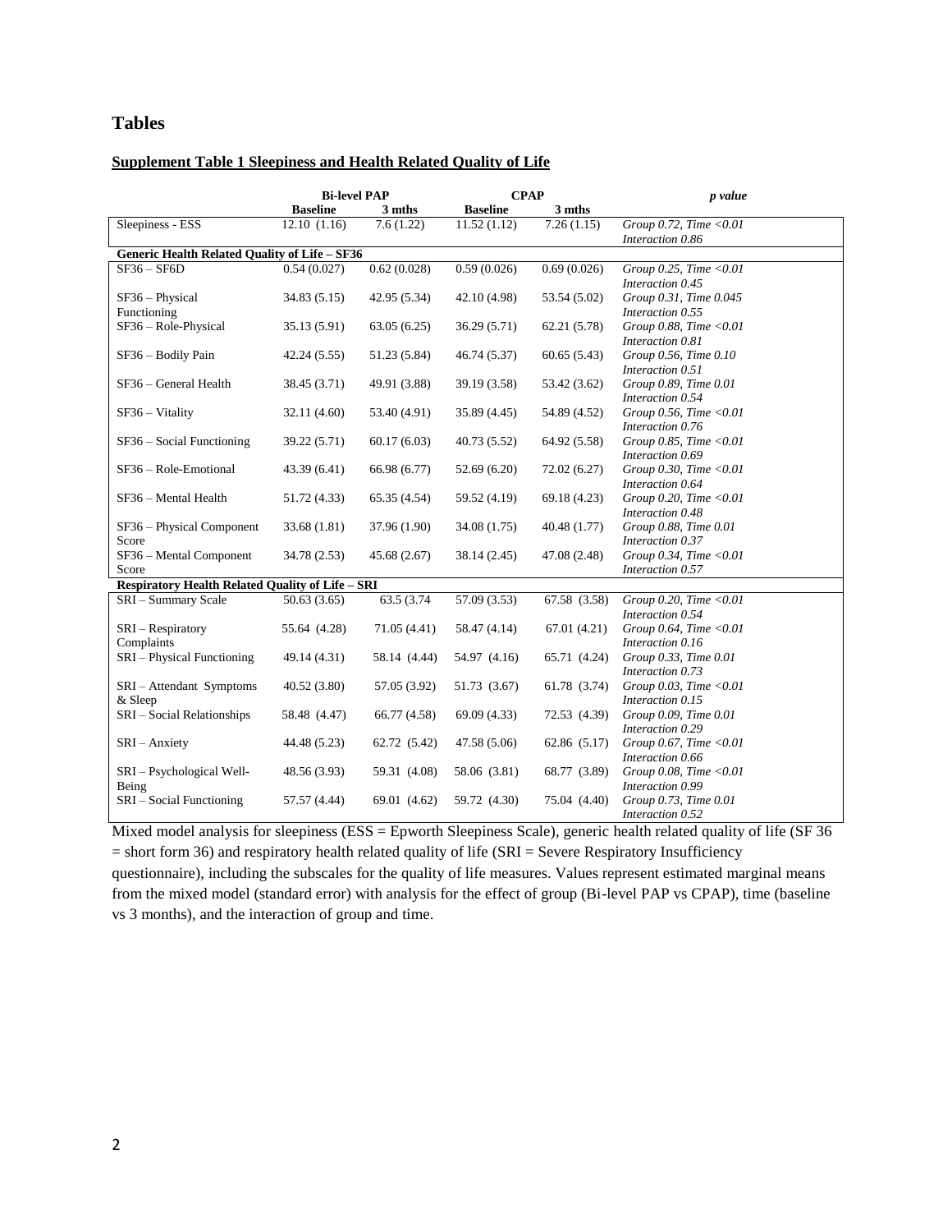## Tables

**Supplement Table 1 Sleepiness and Health Related Quality of Life**

| | Bi-level PAP | | CPAP | | *p value* |
|---|---|---|---|---|---|
| | **Baseline** | **3 mths** | **Baseline** | **3 mths** | |
| Sleepiness - ESS | 12.10 (1.16) | 7.6 (1.22) | 11.52 (1.12) | 7.26 (1.15) | *Group 0.72, Time <0.01 Interaction 0.86* |
| **Generic Health Related Quality of Life – SF36** | | | | | |
| SF36 – SF6D | 0.54 (0.027) | 0.62 (0.028) | 0.59 (0.026) | 0.69 (0.026) | *Group 0.25, Time <0.01 Interaction 0.45* |
| SF36 – Physical Functioning | 34.83 (5.15) | 42.95 (5.34) | 42.10 (4.98) | 53.54 (5.02) | *Group 0.31, Time 0.045 Interaction 0.55* |
| SF36 – Role-Physical | 35.13 (5.91) | 63.05 (6.25) | 36.29 (5.71) | 62.21 (5.78) | *Group 0.88, Time <0.01 Interaction 0.81* |
| SF36 – Bodily Pain | 42.24 (5.55) | 51.23 (5.84) | 46.74 (5.37) | 60.65 (5.43) | *Group 0.56, Time 0.10 Interaction 0.51* |
| SF36 – General Health | 38.45 (3.71) | 49.91 (3.88) | 39.19 (3.58) | 53.42 (3.62) | *Group 0.89, Time 0.01 Interaction 0.54* |
| SF36 – Vitality | 32.11 (4.60) | 53.40 (4.91) | 35.89 (4.45) | 54.89 (4.52) | *Group 0.56, Time <0.01 Interaction 0.76* |
| SF36 – Social Functioning | 39.22 (5.71) | 60.17 (6.03) | 40.73 (5.52) | 64.92 (5.58) | *Group 0.85, Time <0.01 Interaction 0.69* |
| SF36 – Role-Emotional | 43.39 (6.41) | 66.98 (6.77) | 52.69 (6.20) | 72.02 (6.27) | *Group 0.30, Time <0.01 Interaction 0.64* |
| SF36 – Mental Health | 51.72 (4.33) | 65.35 (4.54) | 59.52 (4.19) | 69.18 (4.23) | *Group 0.20, Time <0.01 Interaction 0.48* |
| SF36 – Physical Component Score | 33.68 (1.81) | 37.96 (1.90) | 34.08 (1.75) | 40.48 (1.77) | *Group 0.88, Time 0.01 Interaction 0.37* |
| SF36 – Mental Component Score | 34.78 (2.53) | 45.68 (2.67) | 38.14 (2.45) | 47.08 (2.48) | *Group 0.34, Time <0.01 Interaction 0.57* |
| **Respiratory Health Related Quality of Life – SRI** | | | | | |
| SRI – Summary Scale | 50.63 (3.65) | 63.5 (3.74 | 57.09 (3.53) | 67.58 (3.58) | *Group 0.20, Time <0.01 Interaction 0.54* |
| SRI – Respiratory Complaints | 55.64 (4.28) | 71.05 (4.41) | 58.47 (4.14) | 67.01 (4.21) | *Group 0.64, Time <0.01 Interaction 0.16* |
| SRI – Physical Functioning | 49.14 (4.31) | 58.14 (4.44) | 54.97 (4.16) | 65.71 (4.24) | *Group 0.33, Time 0.01 Interaction 0.73* |
| SRI – Attendant Symptoms & Sleep | 40.52 (3.80) | 57.05 (3.92) | 51.73 (3.67) | 61.78 (3.74) | *Group 0.03, Time <0.01 Interaction 0.15* |
| SRI – Social Relationships | 58.48 (4.47) | 66.77 (4.58) | 69.09 (4.33) | 72.53 (4.39) | *Group 0.09, Time 0.01 Interaction 0.29* |
| SRI – Anxiety | 44.48 (5.23) | 62.72 (5.42) | 47.58 (5.06) | 62.86 (5.17) | *Group 0.67, Time <0.01 Interaction 0.66* |
| SRI – Psychological Well-Being | 48.56 (3.93) | 59.31 (4.08) | 58.06 (3.81) | 68.77 (3.89) | *Group 0.08, Time <0.01 Interaction 0.99* |
| SRI – Social Functioning | 57.57 (4.44) | 69.01 (4.62) | 59.72 (4.30) | 75.04 (4.40) | *Group 0.73, Time 0.01 Interaction 0.52* |

Mixed model analysis for sleepiness (ESS = Epworth Sleepiness Scale), generic health related quality of life (SF 36 = short form 36) and respiratory health related quality of life (SRI = Severe Respiratory Insufficiency questionnaire), including the subscales for the quality of life measures. Values represent estimated marginal means from the mixed model (standard error) with analysis for the effect of group (Bi-level PAP vs CPAP), time (baseline vs 3 months), and the interaction of group and time.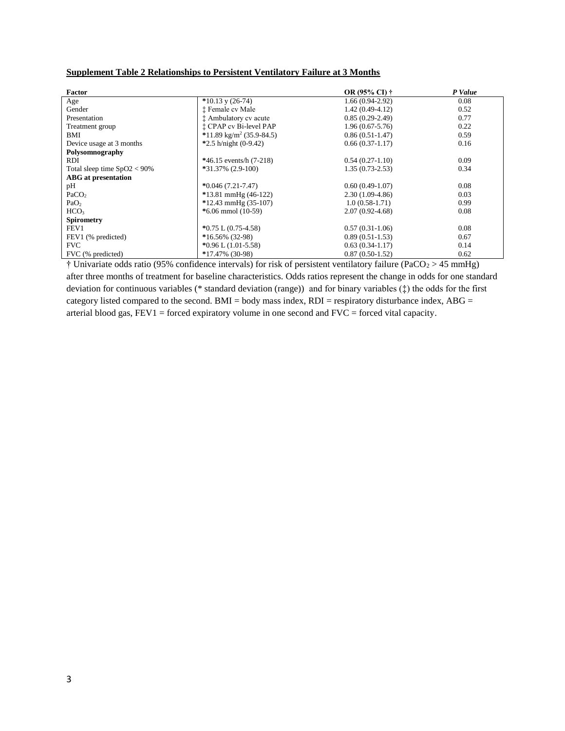**Supplement Table 2 Relationships to Persistent Ventilatory Failure at 3 Months**

| Factor | | OR (95% CI) † | *P Value* |
|---|---|---|---|
| Age | *10.13 y (26-74) | 1.66 (0.94-2.92) | 0.08 |
| Gender | ‡ Female cv Male | 1.42 (0.49-4.12) | 0.52 |
| Presentation | ‡ Ambulatory cv acute | 0.85 (0.29-2.49) | 0.77 |
| Treatment group | ‡ CPAP cv Bi-level PAP | 1.96 (0.67-5.76) | 0.22 |
| BMI | *11.89 kg/m$^2$ (35.9-84.5) | 0.86 (0.51-1.47) | 0.59 |
| Device usage at 3 months | *2.5 h/night (0-9.42) | 0.66 (0.37-1.17) | 0.16 |
| **Polysomnography** | | | |
| RDI | *46.15 events/h (7-218) | 0.54 (0.27-1.10) | 0.09 |
| Total sleep time $SpO_2 < 90\%$ | *31.37% (2.9-100) | 1.35 (0.73-2.53) | 0.34 |
| **ABG at presentation** | | | |
| pH | *0.046 (7.21-7.47) | 0.60 (0.49-1.07) | 0.08 |
| $PaCO_2$ | *13.81 mmHg (46-122) | 2.30 (1.09-4.86) | 0.03 |
| $PaO_2$ | *12.43 mmHg (35-107) | 1.0 (0.58-1.71) | 0.99 |
| $HCO_3$ | *6.06 mmol (10-59) | 2.07 (0.92-4.68) | 0.08 |
| **Spirometry** | | | |
| FEV1 | *0.75 L (0.75-4.58) | 0.57 (0.31-1.06) | 0.08 |
| FEV1 (% predicted) | *16.56% (32-98) | 0.89 (0.51-1.53) | 0.67 |
| FVC | *0.96 L (1.01-5.58) | 0.63 (0.34-1.17) | 0.14 |
| FVC (% predicted) | *17.47% (30-98) | 0.87 (0.50-1.52) | 0.62 |

† Univariate odds ratio (95% confidence intervals) for risk of persistent ventilatory failure ($PaCO_2 > 45$ mmHg) after three months of treatment for baseline characteristics. Odds ratios represent the change in odds for one standard deviation for continuous variables (* standard deviation (range)) and for binary variables (‡) the odds for the first category listed compared to the second. BMI = body mass index, RDI = respiratory disturbance index, ABG = arterial blood gas, FEV1 = forced expiratory volume in one second and FVC = forced vital capacity.